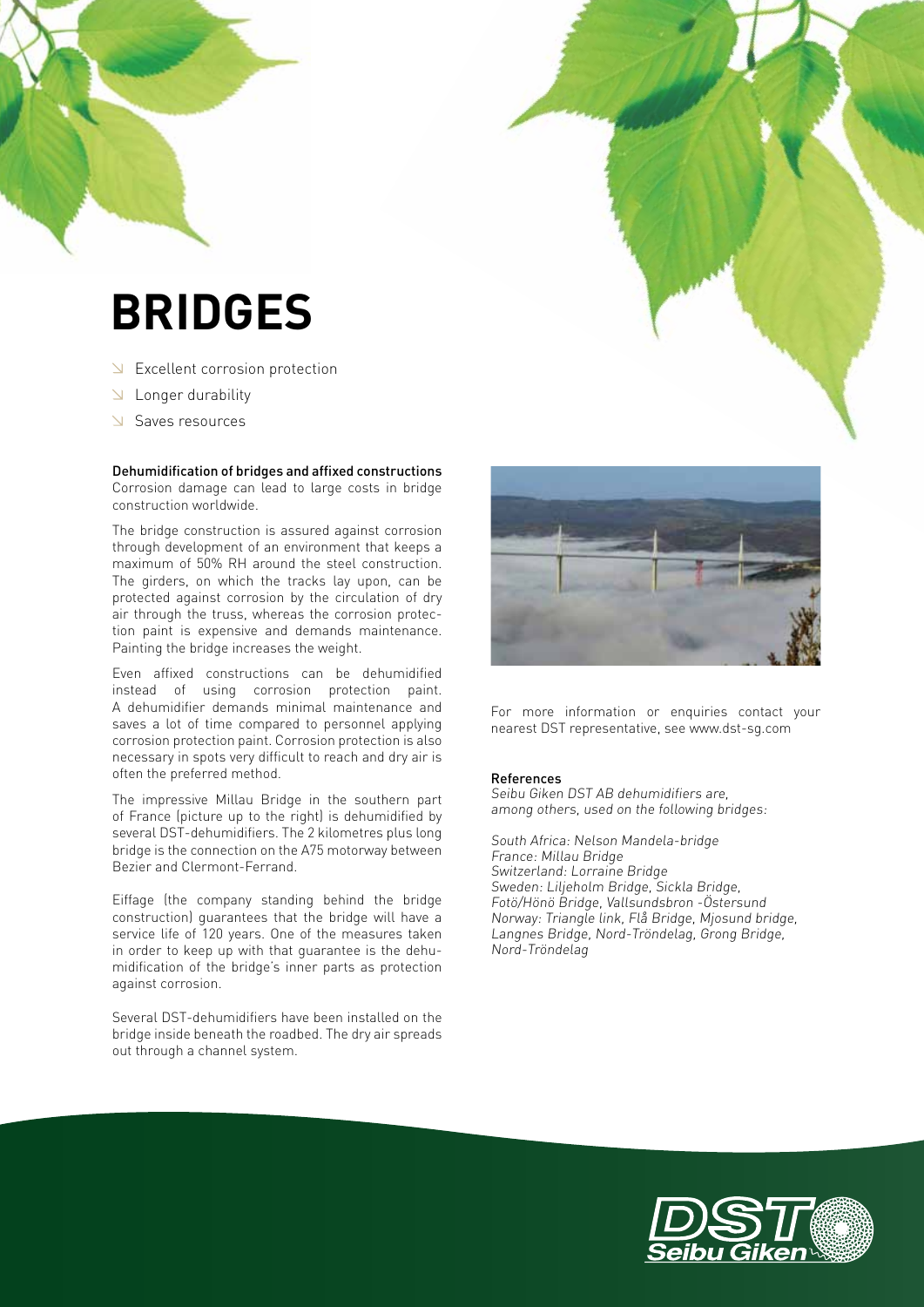# BRIDGES

- Excellent corrosion protection
- Longer durability
- Saves resources

**Dehumidification of bridges and affixed constructions**
Corrosion damage can lead to large costs in bridge construction worldwide.

The bridge construction is assured against corrosion through development of an environment that keeps a maximum of 50% RH around the steel construction. The girders, on which the tracks lay upon, can be protected against corrosion by the circulation of dry air through the truss, whereas the corrosion protection paint is expensive and demands maintenance. Painting the bridge increases the weight.

Even affixed constructions can be dehumidified instead of using corrosion protection paint. A dehumidifier demands minimal maintenance and saves a lot of time compared to personnel applying corrosion protection paint. Corrosion protection is also necessary in spots very difficult to reach and dry air is often the preferred method.

The impressive Millau Bridge in the southern part of France (picture up to the right) is dehumidified by several DST-dehumidifiers. The 2 kilometres plus long bridge is the connection on the A75 motorway between Bezier and Clermont-Ferrand.

Eiffage (the company standing behind the bridge construction) guarantees that the bridge will have a service life of 120 years. One of the measures taken in order to keep up with that guarantee is the dehumidification of the bridge's inner parts as protection against corrosion.

Several DST-dehumidifiers have been installed on the bridge inside beneath the roadbed. The dry air spreads out through a channel system.

For more information or enquiries contact your nearest DST representative, see www.dst-sg.com

**References**
*Seibu Giken DST AB dehumidifiers are, among others, used on the following bridges:*

*South Africa: Nelson Mandela-bridge*
*France: Millau Bridge*
*Switzerland: Lorraine Bridge*
*Sweden: Liljeholm Bridge, Sickla Bridge, Fotö/Hönö Bridge, Vallsundsbron -Östersund*
*Norway: Triangle link, Flå Bridge, Mjosund bridge, Langnes Bridge, Nord-Tröndelag, Grong Bridge, Nord-Tröndelag*

DST Seibu Giken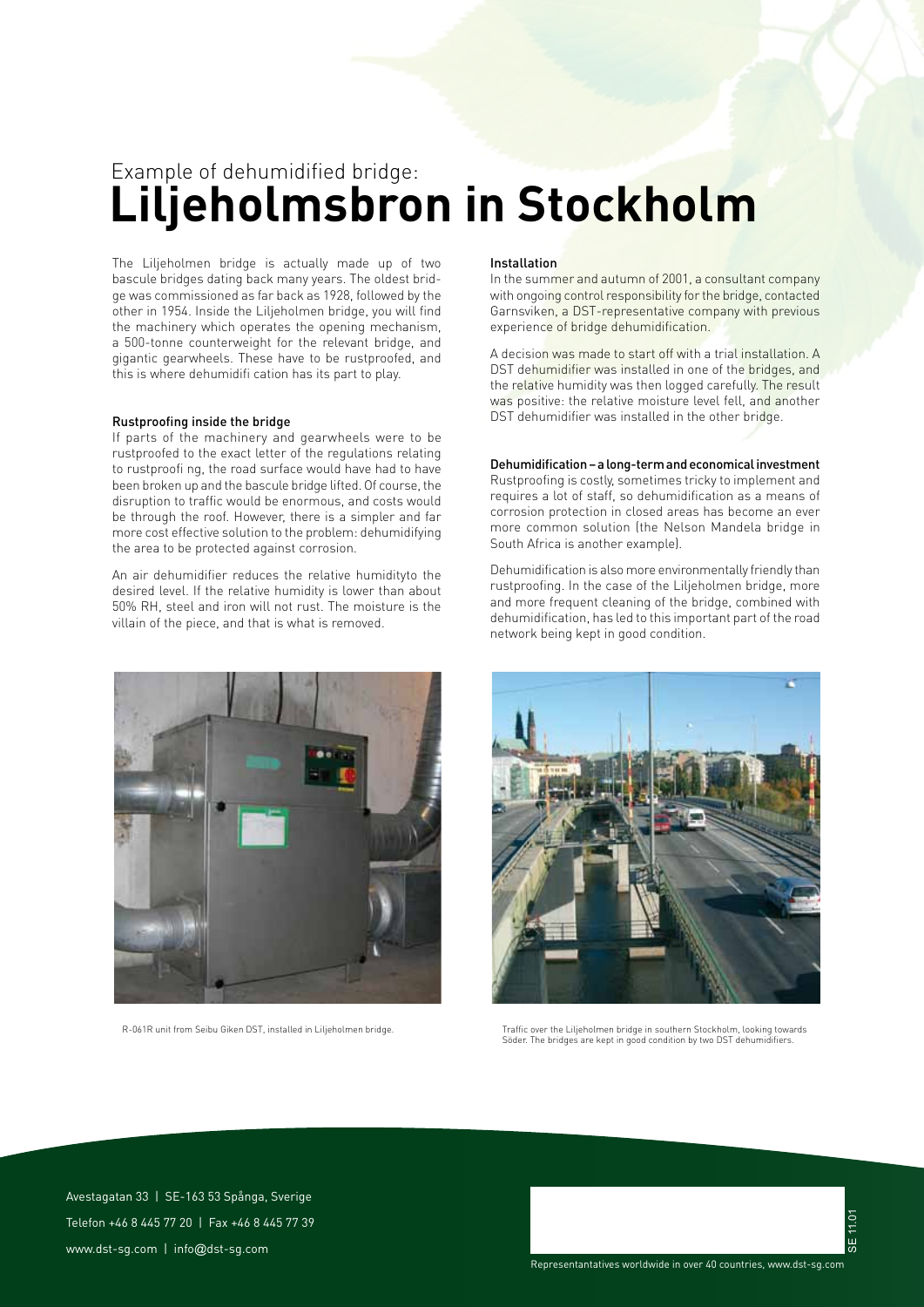Example of dehumidified bridge:

# Liljeholmsbron in Stockholm

The Liljeholmen bridge is actually made up of two bascule bridges dating back many years. The oldest bridge was commissioned as far back as 1928, followed by the other in 1954. Inside the Liljeholmen bridge, you will find the machinery which operates the opening mechanism, a 500-tonne counterweight for the relevant bridge, and gigantic gearwheels. These have to be rustproofed, and this is where dehumidifi cation has its part to play.

#### Rustproofing inside the bridge

If parts of the machinery and gearwheels were to be rustproofed to the exact letter of the regulations relating to rustproofi ng, the road surface would have had to have been broken up and the bascule bridge lifted. Of course, the disruption to traffic would be enormous, and costs would be through the roof. However, there is a simpler and far more cost effective solution to the problem: dehumidifying the area to be protected against corrosion.

An air dehumidifier reduces the relative humidityto the desired level. If the relative humidity is lower than about 50% RH, steel and iron will not rust. The moisture is the villain of the piece, and that is what is removed.

#### Installation

In the summer and autumn of 2001, a consultant company with ongoing control responsibility for the bridge, contacted Garnsviken, a DST-representative company with previous experience of bridge dehumidification.

A decision was made to start off with a trial installation. A DST dehumidifier was installed in one of the bridges, and the relative humidity was then logged carefully. The result was positive: the relative moisture level fell, and another DST dehumidifier was installed in the other bridge.

#### Dehumidification – a long-term and economical investment

Rustproofing is costly, sometimes tricky to implement and requires a lot of staff, so dehumidification as a means of corrosion protection in closed areas has become an ever more common solution (the Nelson Mandela bridge in South Africa is another example).

Dehumidification is also more environmentally friendly than rustproofing. In the case of the Liljeholmen bridge, more and more frequent cleaning of the bridge, combined with dehumidification, has led to this important part of the road network being kept in good condition.

R-061R unit from Seibu Giken DST, installed in Liljeholmen bridge.

Traffic over the Liljeholmen bridge in southern Stockholm, looking towards Söder. The bridges are kept in good condition by two DST dehumidifiers.

Avestagatan 33 | SE-163 53 Spånga, Sverige
Telefon +46 8 445 77 20 | Fax +46 8 445 77 39
www.dst-sg.com | info@dst-sg.com

SE 11.01

Representantatives worldwide in over 40 countries, www.dst-sg.com